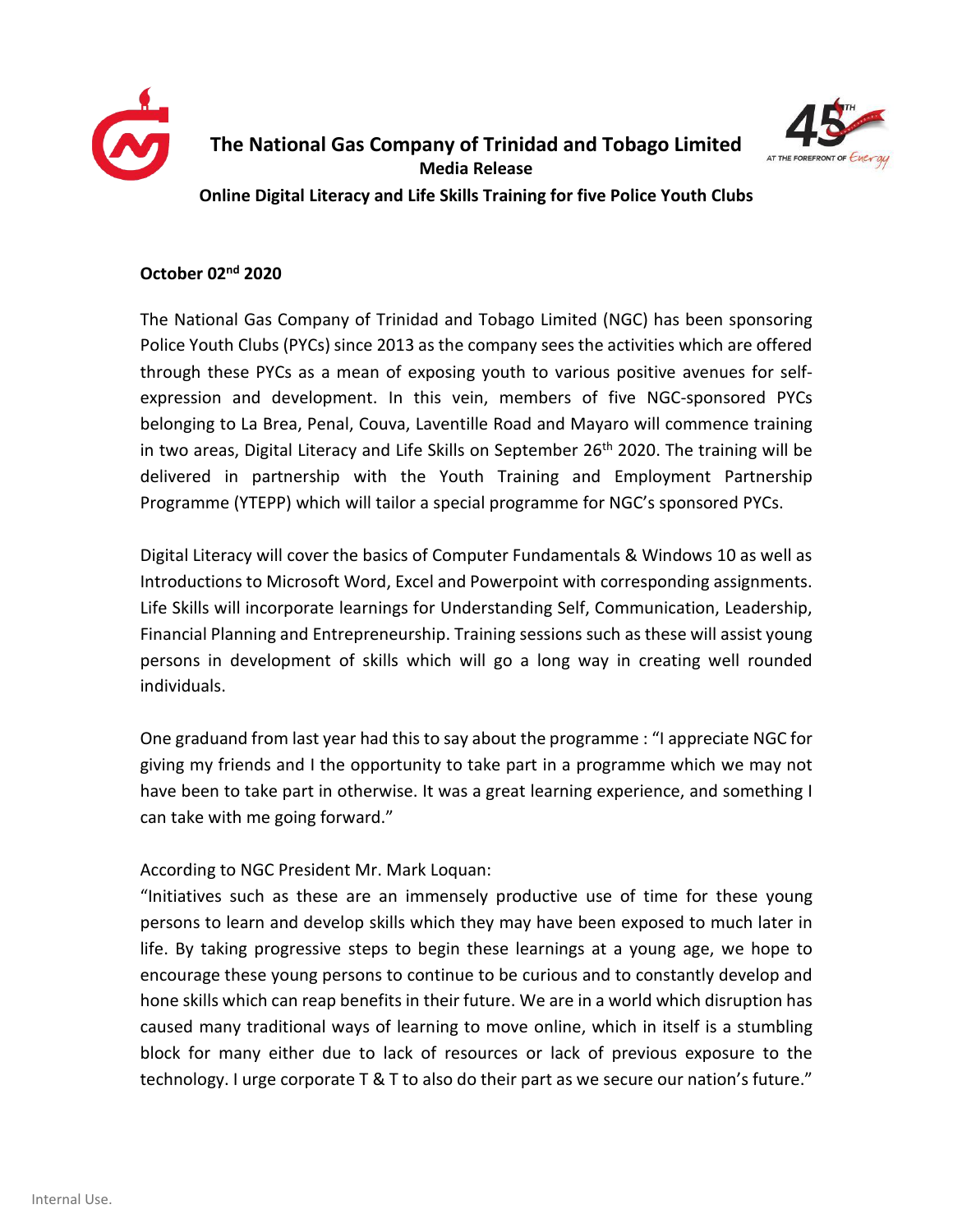# The National Gas Company of Trinidad and Tobago Limited

**Media Release**

**Online Digital Literacy and Life Skills Training for five Police Youth Clubs**

**October 02nd 2020**

The National Gas Company of Trinidad and Tobago Limited (NGC) has been sponsoring Police Youth Clubs (PYCs) since 2013 as the company sees the activities which are offered through these PYCs as a mean of exposing youth to various positive avenues for self-expression and development. In this vein, members of five NGC-sponsored PYCs belonging to La Brea, Penal, Couva, Laventille Road and Mayaro will commence training in two areas, Digital Literacy and Life Skills on September 26th 2020. The training will be delivered in partnership with the Youth Training and Employment Partnership Programme (YTEPP) which will tailor a special programme for NGC's sponsored PYCs.

Digital Literacy will cover the basics of Computer Fundamentals & Windows 10 as well as Introductions to Microsoft Word, Excel and Powerpoint with corresponding assignments. Life Skills will incorporate learnings for Understanding Self, Communication, Leadership, Financial Planning and Entrepreneurship. Training sessions such as these will assist young persons in development of skills which will go a long way in creating well rounded individuals.

One graduand from last year had this to say about the programme : "I appreciate NGC for giving my friends and I the opportunity to take part in a programme which we may not have been to take part in otherwise. It was a great learning experience, and something I can take with me going forward."

According to NGC President Mr. Mark Loquan:

"Initiatives such as these are an immensely productive use of time for these young persons to learn and develop skills which they may have been exposed to much later in life. By taking progressive steps to begin these learnings at a young age, we hope to encourage these young persons to continue to be curious and to constantly develop and hone skills which can reap benefits in their future. We are in a world which disruption has caused many traditional ways of learning to move online, which in itself is a stumbling block for many either due to lack of resources or lack of previous exposure to the technology. I urge corporate T & T to also do their part as we secure our nation's future."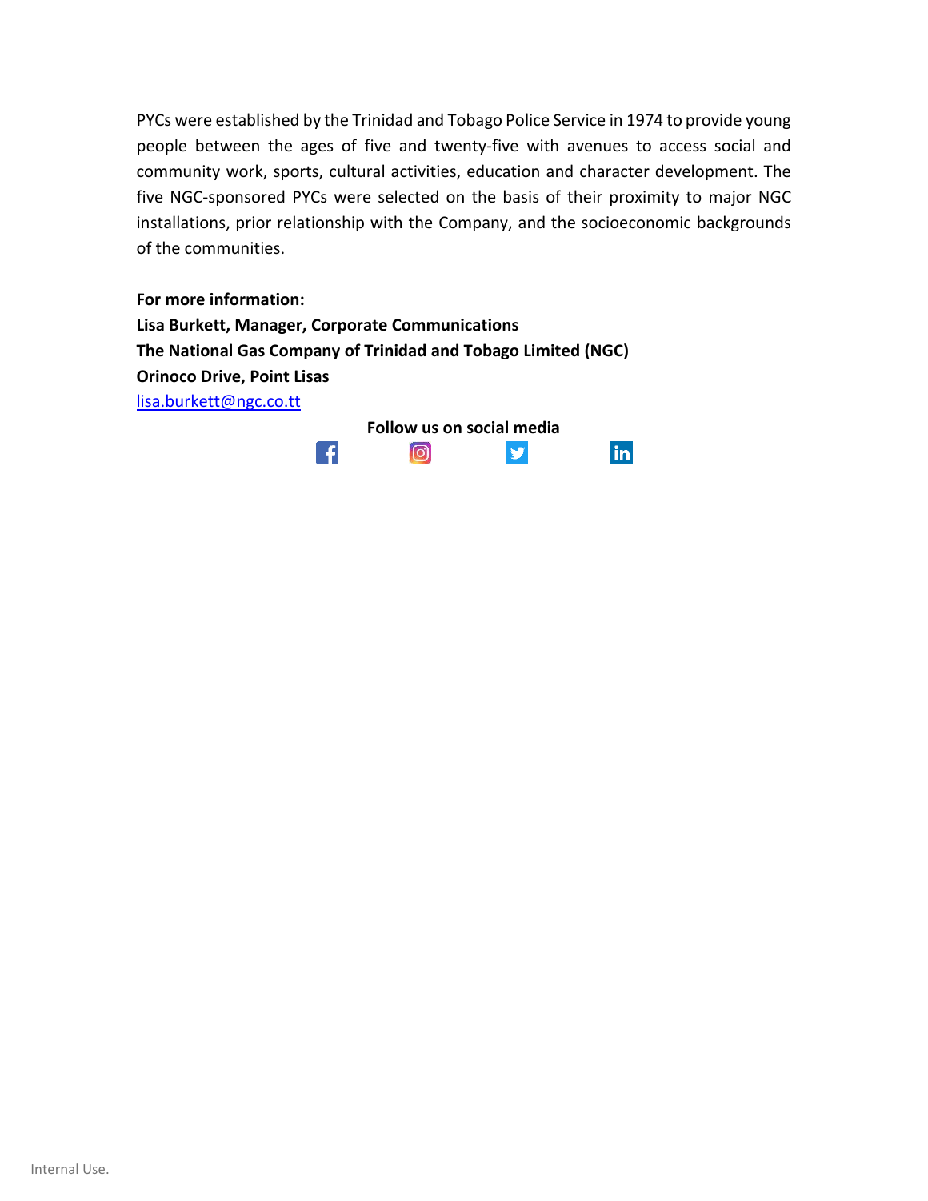PYCs were established by the Trinidad and Tobago Police Service in 1974 to provide young people between the ages of five and twenty-five with avenues to access social and community work, sports, cultural activities, education and character development. The five NGC-sponsored PYCs were selected on the basis of their proximity to major NGC installations, prior relationship with the Company, and the socioeconomic backgrounds of the communities.

**For more information:**
**Lisa Burkett, Manager, Corporate Communications**
**The National Gas Company of Trinidad and Tobago Limited (NGC)**
**Orinoco Drive, Point Lisas**
lisa.burkett@ngc.co.tt

**Follow us on social media**

Internal Use.